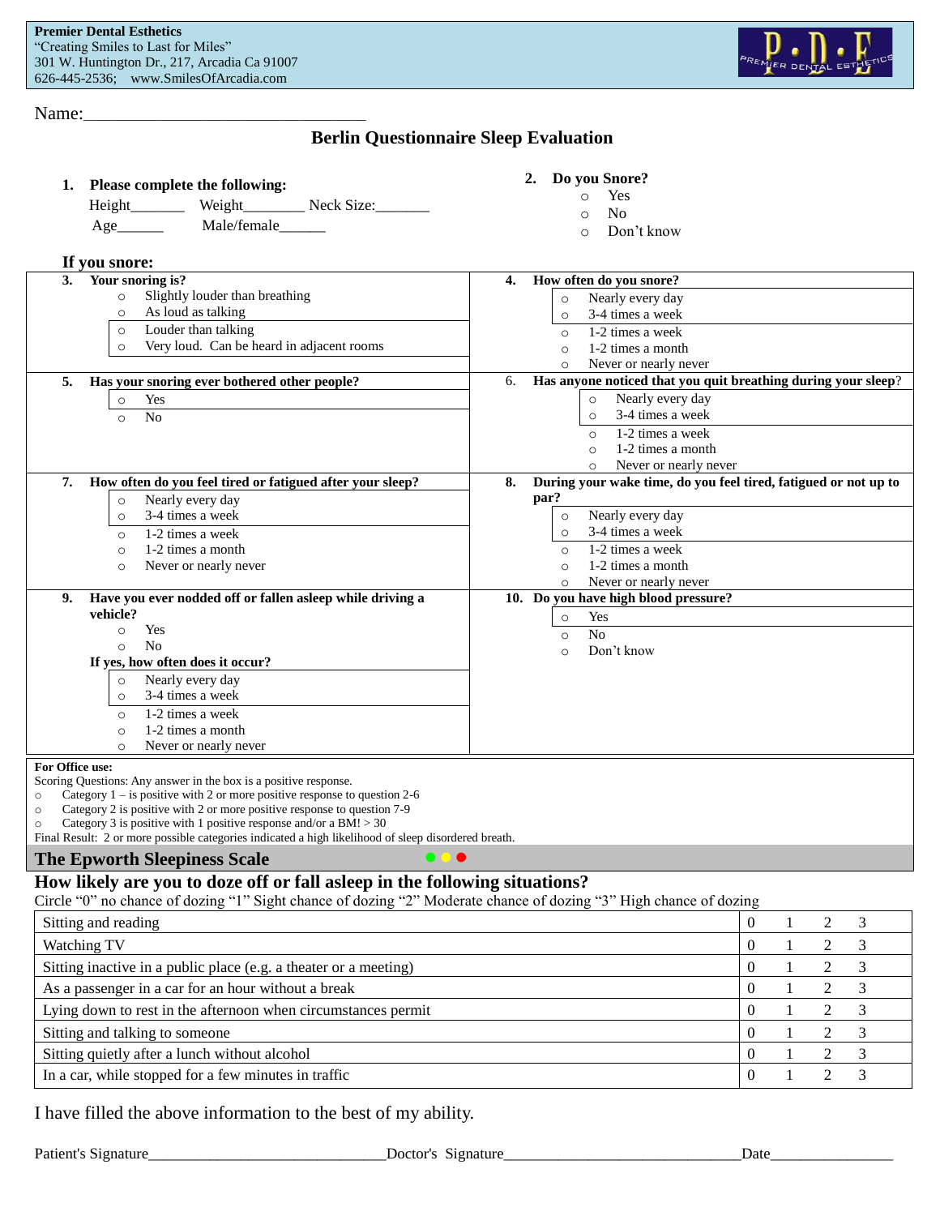**Premier Dental Esthetics**
"Creating Smiles to Last for Miles"
301 W. Huntington Dr., 217, Arcadia Ca 91007
626-445-2536;   www.SmilesOfArcadia.com

Name:_______________________________

# Berlin Questionnaire Sleep Evaluation

**1. Please complete the following:**

Height_______   Weight________ Neck Size:_______

Age______   Male/female______

**2. Do you Snore?**

- Yes
- No
- Don't know

**If you snore:**

**3. Your snoring is?**

- Slightly louder than breathing
- As loud as talking
- Louder than talking
- Very loud. Can be heard in adjacent rooms

**4. How often do you snore?**

- Nearly every day
- 3-4 times a week
- 1-2 times a week
- 1-2 times a month
- Never or nearly never

**5. Has your snoring ever bothered other people?**

- Yes
- No

6. **Has anyone noticed that you quit breathing during your sleep**?

- Nearly every day
- 3-4 times a week
- 1-2 times a week
- 1-2 times a month
- Never or nearly never

**7. How often do you feel tired or fatigued after your sleep?**

- Nearly every day
- 3-4 times a week
- 1-2 times a week
- 1-2 times a month
- Never or nearly never

**8. During your wake time, do you feel tired, fatigued or not up to par?**

- Nearly every day
- 3-4 times a week
- 1-2 times a week
- 1-2 times a month
- Never or nearly never

**9. Have you ever nodded off or fallen asleep while driving a vehicle?**

- Yes
- No

**If yes, how often does it occur?**

- Nearly every day
- 3-4 times a week
- 1-2 times a week
- 1-2 times a month
- Never or nearly never

**10. Do you have high blood pressure?**

- Yes
- No
- Don't know

**For Office use:**

Scoring Questions: Any answer in the box is a positive response.

- Category 1 – is positive with 2 or more positive response to question 2-6
- Category 2 is positive with 2 or more positive response to question 7-9
- Category 3 is positive with 1 positive response and/or a BM! > 30

Final Result: 2 or more possible categories indicated a high likelihood of sleep disordered breath.

## The Epworth Sleepiness Scale

### How likely are you to doze off or fall asleep in the following situations?

Circle "0" no chance of dozing "1" Sight chance of dozing "2" Moderate chance of dozing "3" High chance of dozing

| Situation | | | | |
|---|---|---|---|---|
| Sitting and reading | 0 | 1 | 2 | 3 |
| Watching TV | 0 | 1 | 2 | 3 |
| Sitting inactive in a public place (e.g. a theater or a meeting) | 0 | 1 | 2 | 3 |
| As a passenger in a car for an hour without a break | 0 | 1 | 2 | 3 |
| Lying down to rest in the afternoon when circumstances permit | 0 | 1 | 2 | 3 |
| Sitting and talking to someone | 0 | 1 | 2 | 3 |
| Sitting quietly after a lunch without alcohol | 0 | 1 | 2 | 3 |
| In a car, while stopped for a few minutes in traffic | 0 | 1 | 2 | 3 |

I have filled the above information to the best of my ability.

Patient's Signature______________________________Doctor's Signature______________________________Date________________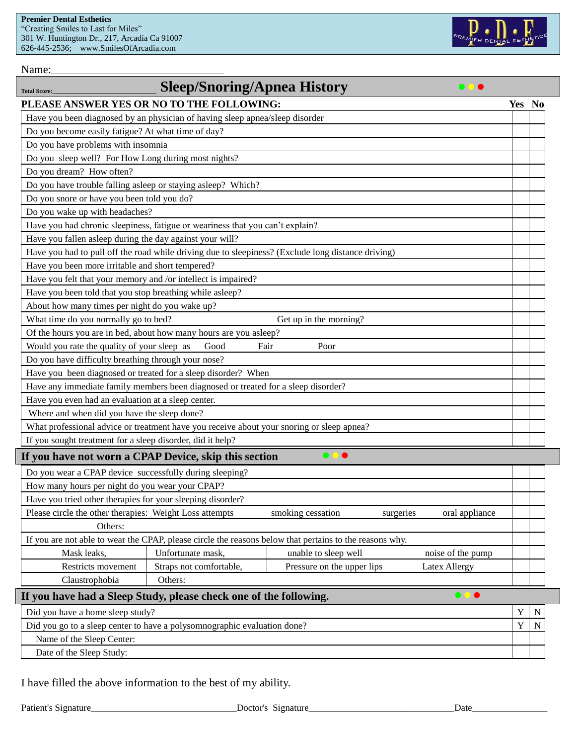**Premier Dental Esthetics**
"Creating Smiles to Last for Miles"
301 W. Huntington Dr., 217, Arcadia Ca 91007
626-445-2536;   www.SmilesOfArcadia.com

Name:________________________________

Total Score:_____________________

# Sleep/Snoring/Apnea History

| PLEASE ANSWER YES OR NO TO THE FOLLOWING: | Yes | No |
|---|---|---|
| Have you been diagnosed by an physician of having sleep apnea/sleep disorder | | |
| Do you become easily fatigue? At what time of day? | | |
| Do you have problems with insomnia | | |
| Do you sleep well? For How Long during most nights? | | |
| Do you dream? How often? | | |
| Do you have trouble falling asleep or staying asleep? Which? | | |
| Do you snore or have you been told you do? | | |
| Do you wake up with headaches? | | |
| Have you had chronic sleepiness, fatigue or weariness that you can't explain? | | |
| Have you fallen asleep during the day against your will? | | |
| Have you had to pull off the road while driving due to sleepiness? (Exclude long distance driving) | | |
| Have you been more irritable and short tempered? | | |
| Have you felt that your memory and /or intellect is impaired? | | |
| Have you been told that you stop breathing while asleep? | | |
| About how many times per night do you wake up? | | |
| What time do you normally go to bed? Get up in the morning? | | |
| Of the hours you are in bed, about how many hours are you asleep? | | |
| Would you rate the quality of your sleep as Good Fair Poor | | |
| Do you have difficulty breathing through your nose? | | |
| Have you been diagnosed or treated for a sleep disorder? When | | |
| Have any immediate family members been diagnosed or treated for a sleep disorder? | | |
| Have you even had an evaluation at a sleep center. | | |
| Where and when did you have the sleep done? | | |
| What professional advice or treatment have you receive about your snoring or sleep apnea? | | |
| If you sought treatment for a sleep disorder, did it help? | | |

## If you have not worn a CPAP Device, skip this section

| | | | | | |
|---|---|---|---|---|---|
| Do you wear a CPAP device successfully during sleeping? | | | | | |
| How many hours per night do you wear your CPAP? | | | | | |
| Have you tried other therapies for your sleeping disorder? | | | | | |
| Please circle the other therapies: Weight Loss attempts | smoking cessation | surgeries | oral appliance | | |
| Others: | | | | | |
| If you are not able to wear the CPAP, please circle the reasons below that pertains to the reasons why. | | | | | |
| Mask leaks, | Unfortunate mask, | unable to sleep well | noise of the pump | | |
| Restricts movement | Straps not comfortable, | Pressure on the upper lips | Latex Allergy | | |
| Claustrophobia | Others: | | | | |

## If you have had a Sleep Study, please check one of the following.

| | | |
|---|---|---|
| Did you have a home sleep study? | Y | N |
| Did you go to a sleep center to have a polysomnographic evaluation done? | Y | N |
| Name of the Sleep Center: | | |
| Date of the Sleep Study: | | |

I have filled the above information to the best of my ability.

Patient's Signature______________________________Doctor's Signature______________________________Date________________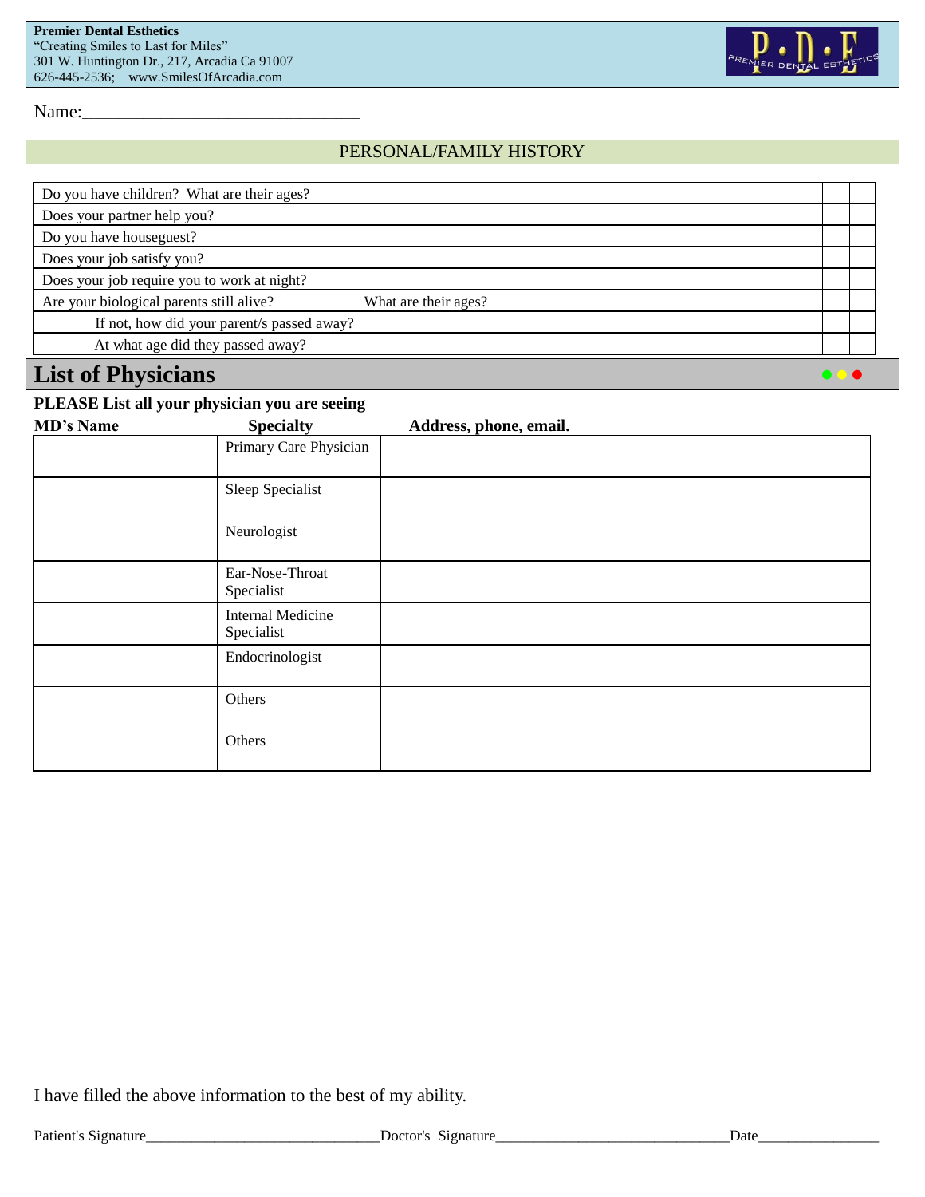**Premier Dental Esthetics**
"Creating Smiles to Last for Miles"
301 W. Huntington Dr., 217, Arcadia Ca 91007
626-445-2536; www.SmilesOfArcadia.com

Name:________________________________

## PERSONAL/FAMILY HISTORY

| | | |
|---|---|---|
| Do you have children? What are their ages? | | |
| Does your partner help you? | | |
| Do you have houseguest? | | |
| Does your job satisfy you? | | |
| Does your job require you to work at night? | | |
| Are your biological parents still alive? What are their ages? | | |
| If not, how did your parent/s passed away? | | |
| At what age did they passed away? | | |

# List of Physicians

**PLEASE List all your physician you are seeing**

| MD's Name | Specialty | Address, phone, email. |
|---|---|---|
| | Primary Care Physician | |
| | Sleep Specialist | |
| | Neurologist | |
| | Ear-Nose-Throat Specialist | |
| | Internal Medicine Specialist | |
| | Endocrinologist | |
| | Others | |
| | Others | |

I have filled the above information to the best of my ability.

Patient's Signature_______________________________Doctor's Signature_______________________________Date________________